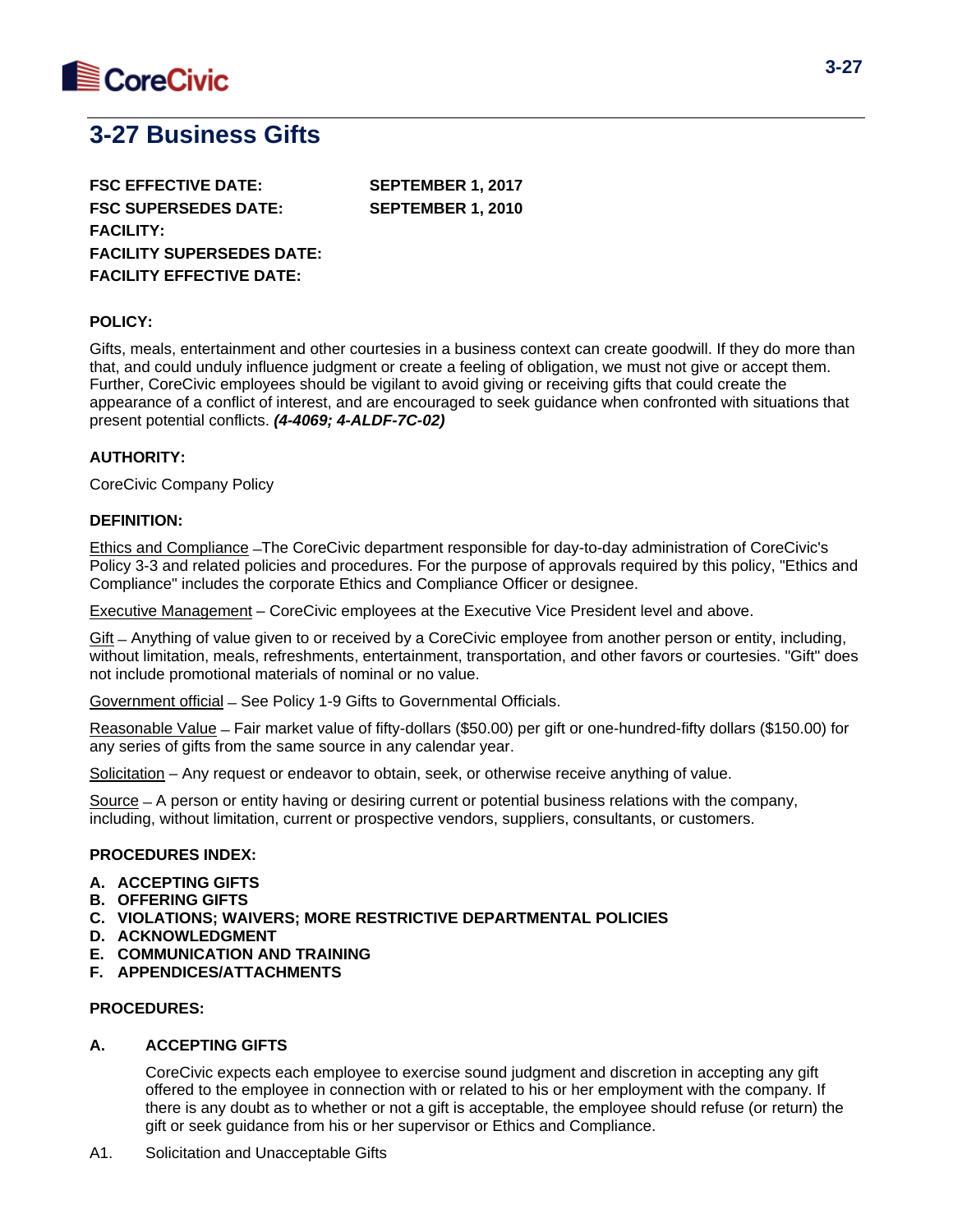# 3-27 Business Gifts

**FSC EFFECTIVE DATE:** **SEPTEMBER 1, 2017**
**FSC SUPERSEDES DATE:** **SEPTEMBER 1, 2010**
**FACILITY:**
**FACILITY SUPERSEDES DATE:**
**FACILITY EFFECTIVE DATE:**

**POLICY:**

Gifts, meals, entertainment and other courtesies in a business context can create goodwill. If they do more than that, and could unduly influence judgment or create a feeling of obligation, we must not give or accept them. Further, CoreCivic employees should be vigilant to avoid giving or receiving gifts that could create the appearance of a conflict of interest, and are encouraged to seek guidance when confronted with situations that present potential conflicts. ***(4-4069; 4-ALDF-7C-02)***

**AUTHORITY:**

CoreCivic Company Policy

**DEFINITION:**

Ethics and Compliance – The CoreCivic department responsible for day-to-day administration of CoreCivic's Policy 3-3 and related policies and procedures. For the purpose of approvals required by this policy, "Ethics and Compliance" includes the corporate Ethics and Compliance Officer or designee.

Executive Management – CoreCivic employees at the Executive Vice President level and above.

Gift – Anything of value given to or received by a CoreCivic employee from another person or entity, including, without limitation, meals, refreshments, entertainment, transportation, and other favors or courtesies. "Gift" does not include promotional materials of nominal or no value.

Government official – See Policy 1-9 Gifts to Governmental Officials.

Reasonable Value – Fair market value of fifty-dollars ($50.00) per gift or one-hundred-fifty dollars ($150.00) for any series of gifts from the same source in any calendar year.

Solicitation – Any request or endeavor to obtain, seek, or otherwise receive anything of value.

Source – A person or entity having or desiring current or potential business relations with the company, including, without limitation, current or prospective vendors, suppliers, consultants, or customers.

**PROCEDURES INDEX:**

**A. ACCEPTING GIFTS**
**B. OFFERING GIFTS**
**C. VIOLATIONS; WAIVERS; MORE RESTRICTIVE DEPARTMENTAL POLICIES**
**D. ACKNOWLEDGMENT**
**E. COMMUNICATION AND TRAINING**
**F. APPENDICES/ATTACHMENTS**

**PROCEDURES:**

**A. ACCEPTING GIFTS**

CoreCivic expects each employee to exercise sound judgment and discretion in accepting any gift offered to the employee in connection with or related to his or her employment with the company. If there is any doubt as to whether or not a gift is acceptable, the employee should refuse (or return) the gift or seek guidance from his or her supervisor or Ethics and Compliance.

A1. Solicitation and Unacceptable Gifts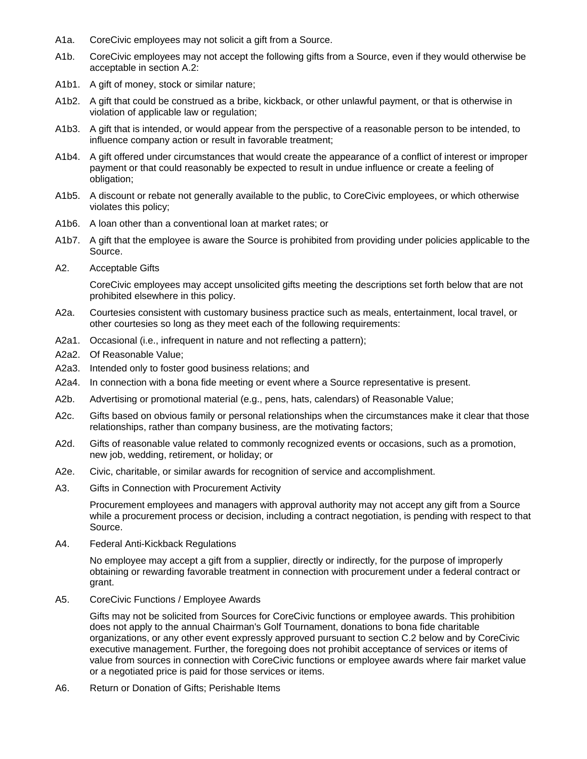A1a. CoreCivic employees may not solicit a gift from a Source.

A1b. CoreCivic employees may not accept the following gifts from a Source, even if they would otherwise be acceptable in section A.2:

A1b1. A gift of money, stock or similar nature;

A1b2. A gift that could be construed as a bribe, kickback, or other unlawful payment, or that is otherwise in violation of applicable law or regulation;

A1b3. A gift that is intended, or would appear from the perspective of a reasonable person to be intended, to influence company action or result in favorable treatment;

A1b4. A gift offered under circumstances that would create the appearance of a conflict of interest or improper payment or that could reasonably be expected to result in undue influence or create a feeling of obligation;

A1b5. A discount or rebate not generally available to the public, to CoreCivic employees, or which otherwise violates this policy;

A1b6. A loan other than a conventional loan at market rates; or

A1b7. A gift that the employee is aware the Source is prohibited from providing under policies applicable to the Source.

A2. Acceptable Gifts

CoreCivic employees may accept unsolicited gifts meeting the descriptions set forth below that are not prohibited elsewhere in this policy.

A2a. Courtesies consistent with customary business practice such as meals, entertainment, local travel, or other courtesies so long as they meet each of the following requirements:

A2a1. Occasional (i.e., infrequent in nature and not reflecting a pattern);

A2a2. Of Reasonable Value;

A2a3. Intended only to foster good business relations; and

A2a4. In connection with a bona fide meeting or event where a Source representative is present.

A2b. Advertising or promotional material (e.g., pens, hats, calendars) of Reasonable Value;

A2c. Gifts based on obvious family or personal relationships when the circumstances make it clear that those relationships, rather than company business, are the motivating factors;

A2d. Gifts of reasonable value related to commonly recognized events or occasions, such as a promotion, new job, wedding, retirement, or holiday; or

A2e. Civic, charitable, or similar awards for recognition of service and accomplishment.

A3. Gifts in Connection with Procurement Activity

Procurement employees and managers with approval authority may not accept any gift from a Source while a procurement process or decision, including a contract negotiation, is pending with respect to that Source.

A4. Federal Anti-Kickback Regulations

No employee may accept a gift from a supplier, directly or indirectly, for the purpose of improperly obtaining or rewarding favorable treatment in connection with procurement under a federal contract or grant.

A5. CoreCivic Functions / Employee Awards

Gifts may not be solicited from Sources for CoreCivic functions or employee awards. This prohibition does not apply to the annual Chairman's Golf Tournament, donations to bona fide charitable organizations, or any other event expressly approved pursuant to section C.2 below and by CoreCivic executive management. Further, the foregoing does not prohibit acceptance of services or items of value from sources in connection with CoreCivic functions or employee awards where fair market value or a negotiated price is paid for those services or items.

A6. Return or Donation of Gifts; Perishable Items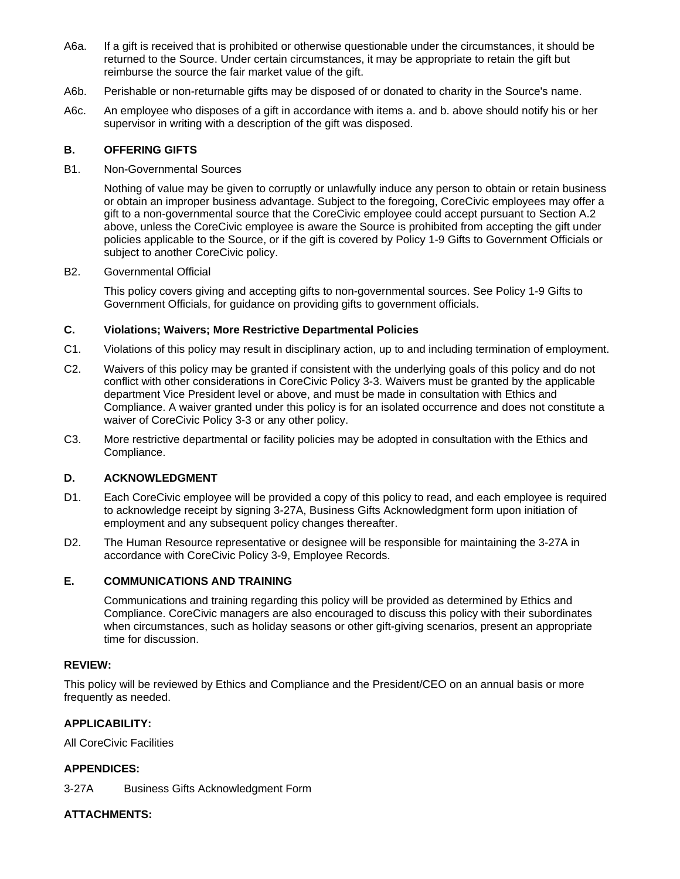A6a. If a gift is received that is prohibited or otherwise questionable under the circumstances, it should be returned to the Source. Under certain circumstances, it may be appropriate to retain the gift but reimburse the source the fair market value of the gift.

A6b. Perishable or non-returnable gifts may be disposed of or donated to charity in the Source's name.

A6c. An employee who disposes of a gift in accordance with items a. and b. above should notify his or her supervisor in writing with a description of the gift was disposed.

## B. OFFERING GIFTS

B1. Non-Governmental Sources

Nothing of value may be given to corruptly or unlawfully induce any person to obtain or retain business or obtain an improper business advantage. Subject to the foregoing, CoreCivic employees may offer a gift to a non-governmental source that the CoreCivic employee could accept pursuant to Section A.2 above, unless the CoreCivic employee is aware the Source is prohibited from accepting the gift under policies applicable to the Source, or if the gift is covered by Policy 1-9 Gifts to Government Officials or subject to another CoreCivic policy.

B2. Governmental Official

This policy covers giving and accepting gifts to non-governmental sources. See Policy 1-9 Gifts to Government Officials, for guidance on providing gifts to government officials.

## C. Violations; Waivers; More Restrictive Departmental Policies

C1. Violations of this policy may result in disciplinary action, up to and including termination of employment.

C2. Waivers of this policy may be granted if consistent with the underlying goals of this policy and do not conflict with other considerations in CoreCivic Policy 3-3. Waivers must be granted by the applicable department Vice President level or above, and must be made in consultation with Ethics and Compliance. A waiver granted under this policy is for an isolated occurrence and does not constitute a waiver of CoreCivic Policy 3-3 or any other policy.

C3. More restrictive departmental or facility policies may be adopted in consultation with the Ethics and Compliance.

## D. ACKNOWLEDGMENT

D1. Each CoreCivic employee will be provided a copy of this policy to read, and each employee is required to acknowledge receipt by signing 3-27A, Business Gifts Acknowledgment form upon initiation of employment and any subsequent policy changes thereafter.

D2. The Human Resource representative or designee will be responsible for maintaining the 3-27A in accordance with CoreCivic Policy 3-9, Employee Records.

## E. COMMUNICATIONS AND TRAINING

Communications and training regarding this policy will be provided as determined by Ethics and Compliance. CoreCivic managers are also encouraged to discuss this policy with their subordinates when circumstances, such as holiday seasons or other gift-giving scenarios, present an appropriate time for discussion.

## REVIEW:

This policy will be reviewed by Ethics and Compliance and the President/CEO on an annual basis or more frequently as needed.

## APPLICABILITY:

All CoreCivic Facilities

## APPENDICES:

3-27A Business Gifts Acknowledgment Form

## ATTACHMENTS: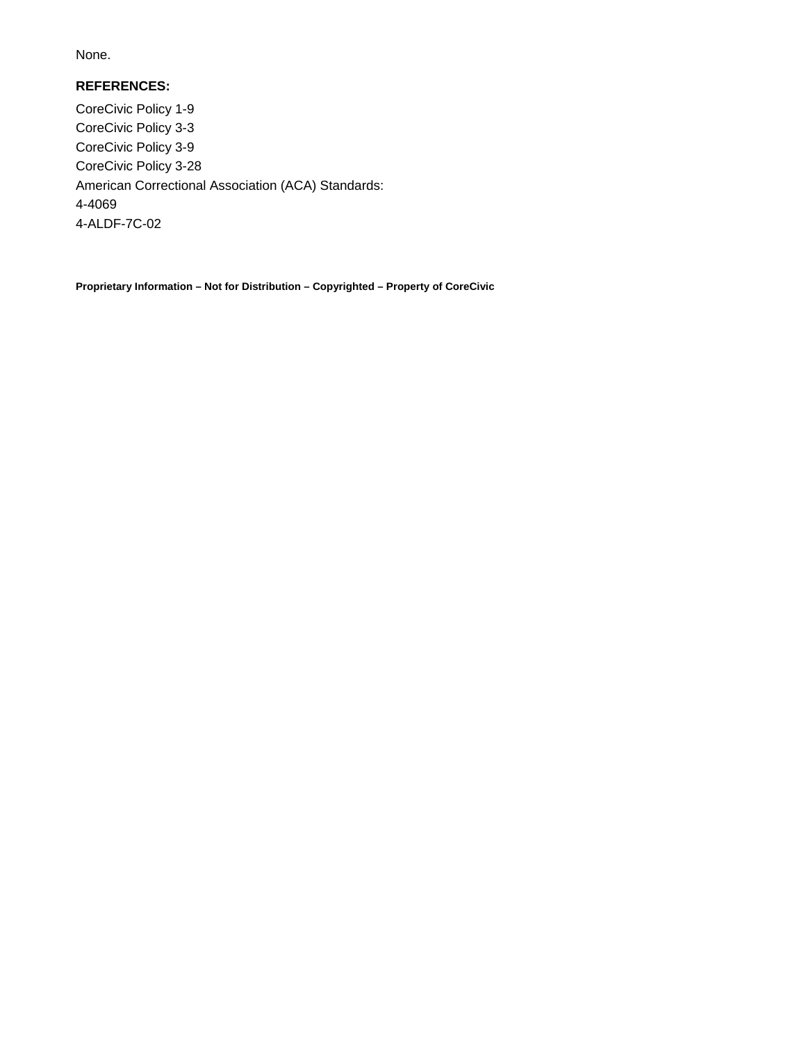None.

**REFERENCES:**

CoreCivic Policy 1-9
CoreCivic Policy 3-3
CoreCivic Policy 3-9
CoreCivic Policy 3-28
American Correctional Association (ACA) Standards:
4-4069
4-ALDF-7C-02

**Proprietary Information – Not for Distribution – Copyrighted – Property of CoreCivic**